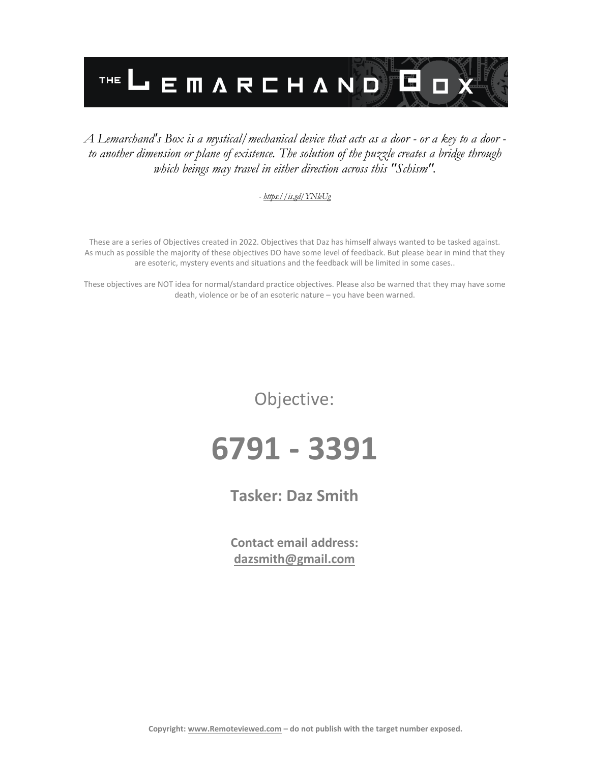# THE LEMARCHAND BOX

*A Lemarchand's Box is a mystical/mechanical device that acts as a door - or a key to a door - to another dimension or plane of existence. The solution of the puzzle creates a bridge through which beings may travel in either direction across this "Schism".*

*- https://is.gd/YNleUg*

These are a series of Objectives created in 2022. Objectives that Daz has himself always wanted to be tasked against. As much as possible the majority of these objectives DO have some level of feedback. But please bear in mind that they are esoteric, mystery events and situations and the feedback will be limited in some cases..

These objectives are NOT idea for normal/standard practice objectives. Please also be warned that they may have some death, violence or be of an esoteric nature – you have been warned.

Objective:

# 6791 - 3391

**Tasker: Daz Smith**

**Contact email address:**
**dazsmith@gmail.com**

**Copyright: www.Remoteviewed.com – do not publish with the target number exposed.**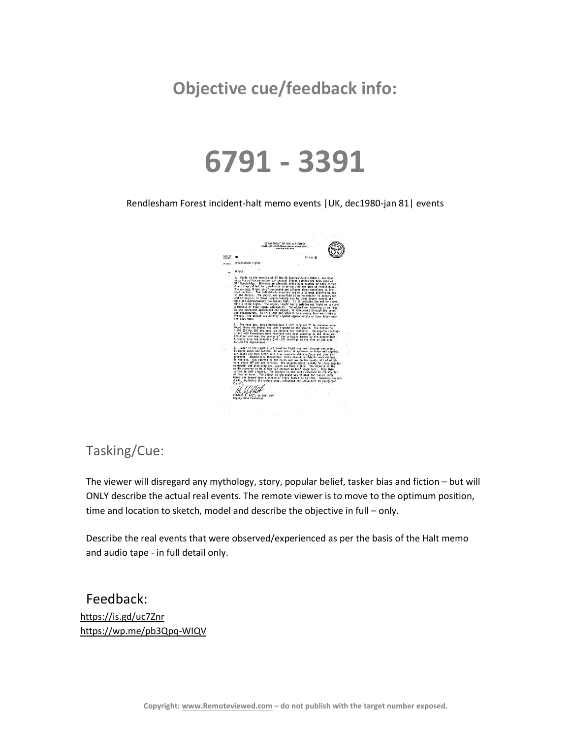## Objective cue/feedback info:

# 6791 - 3391

Rendlesham Forest incident-halt memo events |UK, dec1980-jan 81| events

## Tasking/Cue:

The viewer will disregard any mythology, story, popular belief, tasker bias and fiction – but will ONLY describe the actual real events. The remote viewer is to move to the optimum position, time and location to sketch, model and describe the objective in full – only.

Describe the real events that were observed/experienced as per the basis of the Halt memo and audio tape - in full detail only.

## Feedback:

https://is.gd/uc7Znr
https://wp.me/pb3Qpq-WIQV